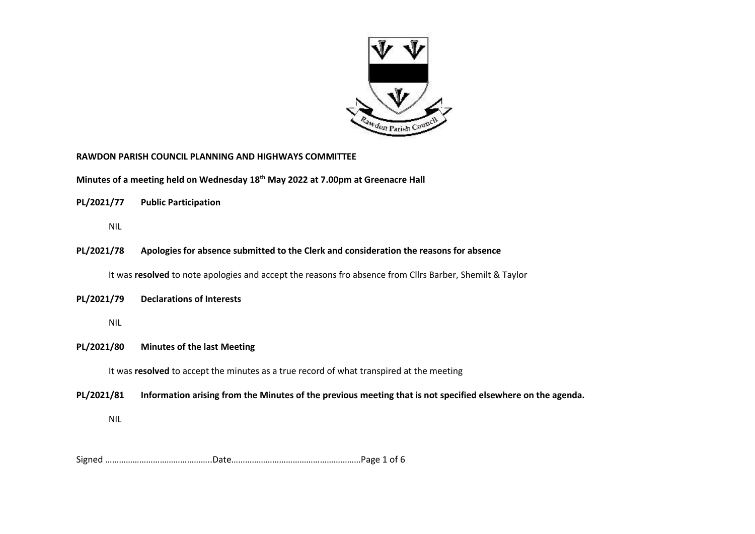**RAWDON PARISH COUNCIL PLANNING AND HIGHWAYS COMMITTEE**

**Minutes of a meeting held on Wednesday 18th May 2022 at 7.00pm at Greenacre Hall**

**PL/2021/77 Public Participation**

NIL

**PL/2021/78 Apologies for absence submitted to the Clerk and consideration the reasons for absence**

It was **resolved** to note apologies and accept the reasons fro absence from Cllrs Barber, Shemilt & Taylor

**PL/2021/79 Declarations of Interests**

NIL

**PL/2021/80 Minutes of the last Meeting**

It was **resolved** to accept the minutes as a true record of what transpired at the meeting

**PL/2021/81 Information arising from the Minutes of the previous meeting that is not specified elsewhere on the agenda.**

NIL

Signed ………………………………………..Date…………………………………………………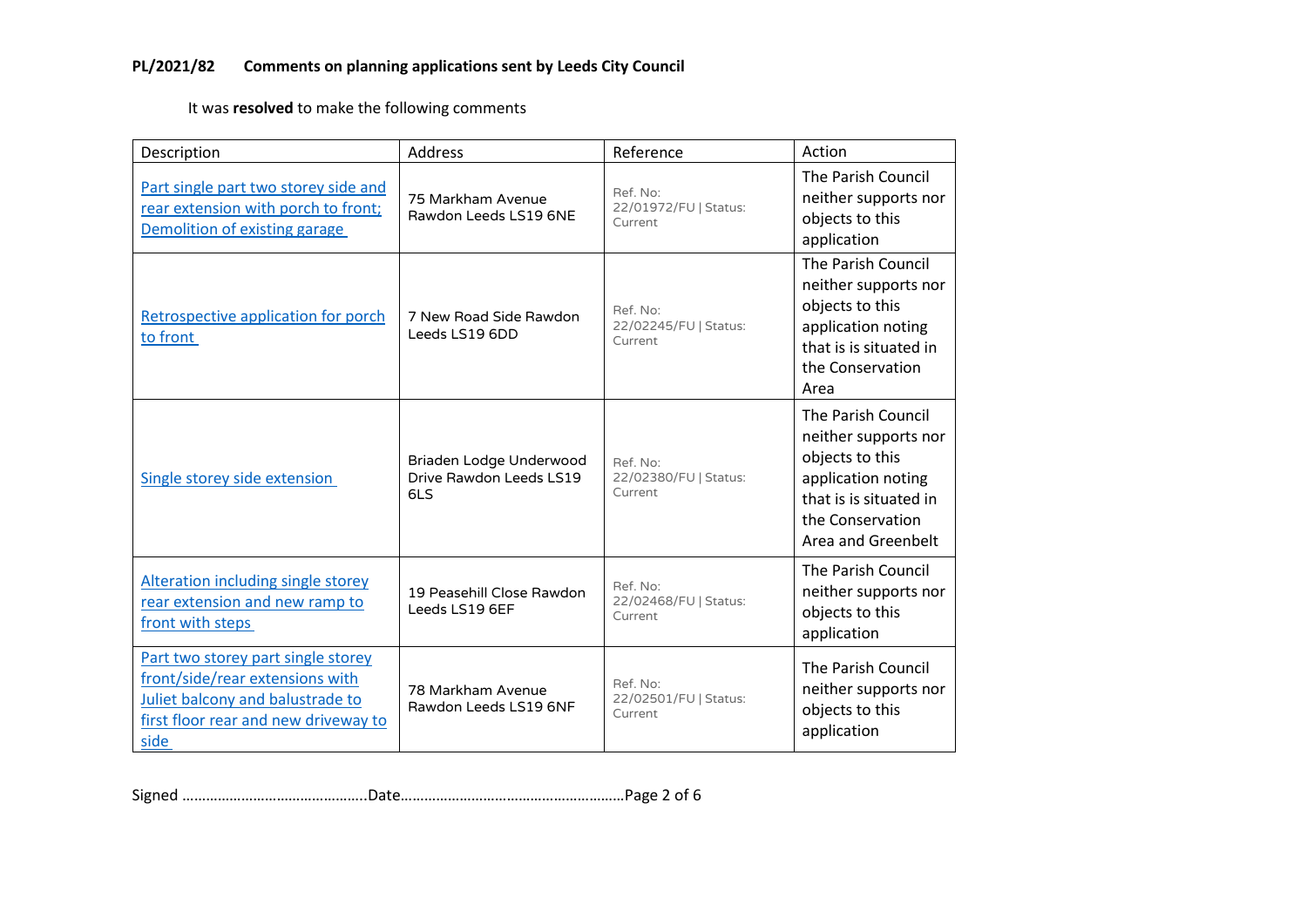**PL/2021/82 Comments on planning applications sent by Leeds City Council**

It was **resolved** to make the following comments

| Description | Address | Reference | Action |
|---|---|---|---|
| Part single part two storey side and rear extension with porch to front; Demolition of existing garage | 75 Markham Avenue Rawdon Leeds LS19 6NE | Ref. No: 22/01972/FU \| Status: Current | The Parish Council neither supports nor objects to this application |
| Retrospective application for porch to front | 7 New Road Side Rawdon Leeds LS19 6DD | Ref. No: 22/02245/FU \| Status: Current | The Parish Council neither supports nor objects to this application noting that is is situated in the Conservation Area |
| Single storey side extension | Briaden Lodge Underwood Drive Rawdon Leeds LS19 6LS | Ref. No: 22/02380/FU \| Status: Current | The Parish Council neither supports nor objects to this application noting that is is situated in the Conservation Area and Greenbelt |
| Alteration including single storey rear extension and new ramp to front with steps | 19 Peasehill Close Rawdon Leeds LS19 6EF | Ref. No: 22/02468/FU \| Status: Current | The Parish Council neither supports nor objects to this application |
| Part two storey part single storey front/side/rear extensions with Juliet balcony and balustrade to first floor rear and new driveway to side | 78 Markham Avenue Rawdon Leeds LS19 6NF | Ref. No: 22/02501/FU \| Status: Current | The Parish Council neither supports nor objects to this application |

Signed ……………………………………….Date…………………………………………………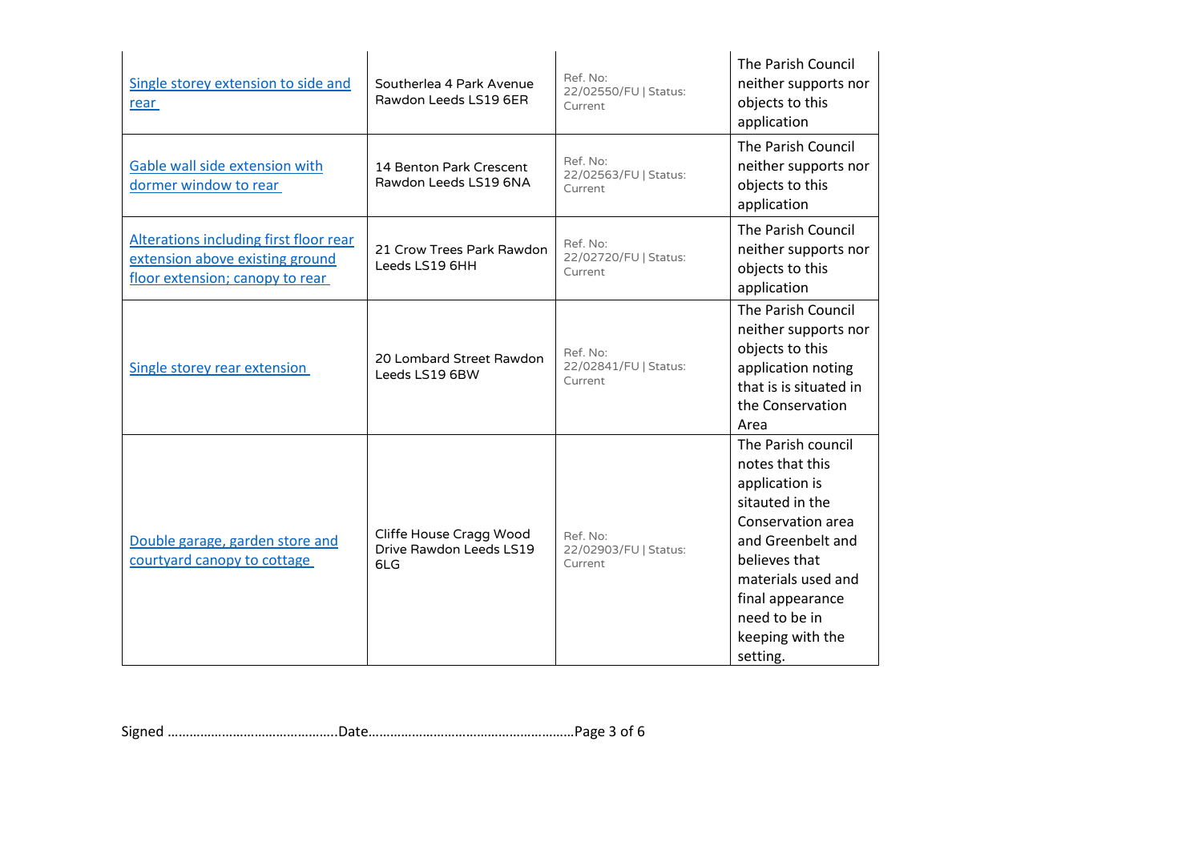| | | | |
|---|---|---|---|
| Single storey extension to side and rear | Southerlea 4 Park Avenue Rawdon Leeds LS19 6ER | Ref. No: 22/02550/FU \| Status: Current | The Parish Council neither supports nor objects to this application |
| Gable wall side extension with dormer window to rear | 14 Benton Park Crescent Rawdon Leeds LS19 6NA | Ref. No: 22/02563/FU \| Status: Current | The Parish Council neither supports nor objects to this application |
| Alterations including first floor rear extension above existing ground floor extension; canopy to rear | 21 Crow Trees Park Rawdon Leeds LS19 6HH | Ref. No: 22/02720/FU \| Status: Current | The Parish Council neither supports nor objects to this application |
| Single storey rear extension | 20 Lombard Street Rawdon Leeds LS19 6BW | Ref. No: 22/02841/FU \| Status: Current | The Parish Council neither supports nor objects to this application noting that is is situated in the Conservation Area |
| Double garage, garden store and courtyard canopy to cottage | Cliffe House Cragg Wood Drive Rawdon Leeds LS19 6LG | Ref. No: 22/02903/FU \| Status: Current | The Parish council notes that this application is sitauted in the Conservation area and Greenbelt and believes that materials used and final appearance need to be in keeping with the setting. |

Signed ………………………………………..Date…………………………………………………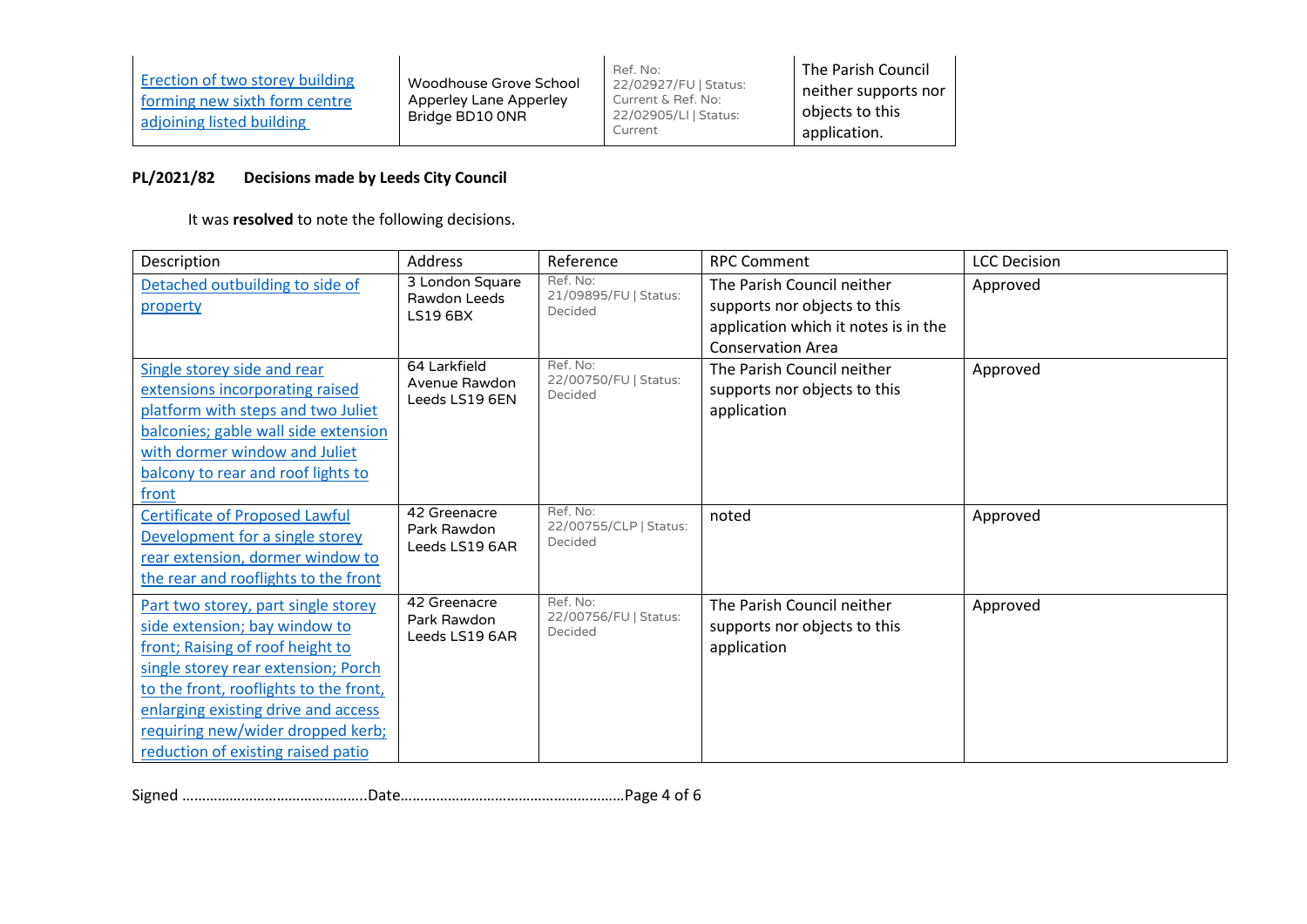| | | | |
|---|---|---|---|
| Erection of two storey building forming new sixth form centre adjoining listed building | Woodhouse Grove School Apperley Lane Apperley Bridge BD10 0NR | Ref. No: 22/02927/FU \| Status: Current & Ref. No: 22/02905/LI \| Status: Current | The Parish Council neither supports nor objects to this application. |

**PL/2021/82 Decisions made by Leeds City Council**

It was **resolved** to note the following decisions.

| Description | Address | Reference | RPC Comment | LCC Decision |
|---|---|---|---|---|
| Detached outbuilding to side of property | 3 London Square Rawdon Leeds LS19 6BX | Ref. No: 21/09895/FU \| Status: Decided | The Parish Council neither supports nor objects to this application which it notes is in the Conservation Area | Approved |
| Single storey side and rear extensions incorporating raised platform with steps and two Juliet balconies; gable wall side extension with dormer window and Juliet balcony to rear and roof lights to front | 64 Larkfield Avenue Rawdon Leeds LS19 6EN | Ref. No: 22/00750/FU \| Status: Decided | The Parish Council neither supports nor objects to this application | Approved |
| Certificate of Proposed Lawful Development for a single storey rear extension, dormer window to the rear and rooflights to the front | 42 Greenacre Park Rawdon Leeds LS19 6AR | Ref. No: 22/00755/CLP \| Status: Decided | noted | Approved |
| Part two storey, part single storey side extension; bay window to front; Raising of roof height to single storey rear extension; Porch to the front, rooflights to the front, enlarging existing drive and access requiring new/wider dropped kerb; reduction of existing raised patio | 42 Greenacre Park Rawdon Leeds LS19 6AR | Ref. No: 22/00756/FU \| Status: Decided | The Parish Council neither supports nor objects to this application | Approved |

Signed ………………………………………..Date…………………………………………………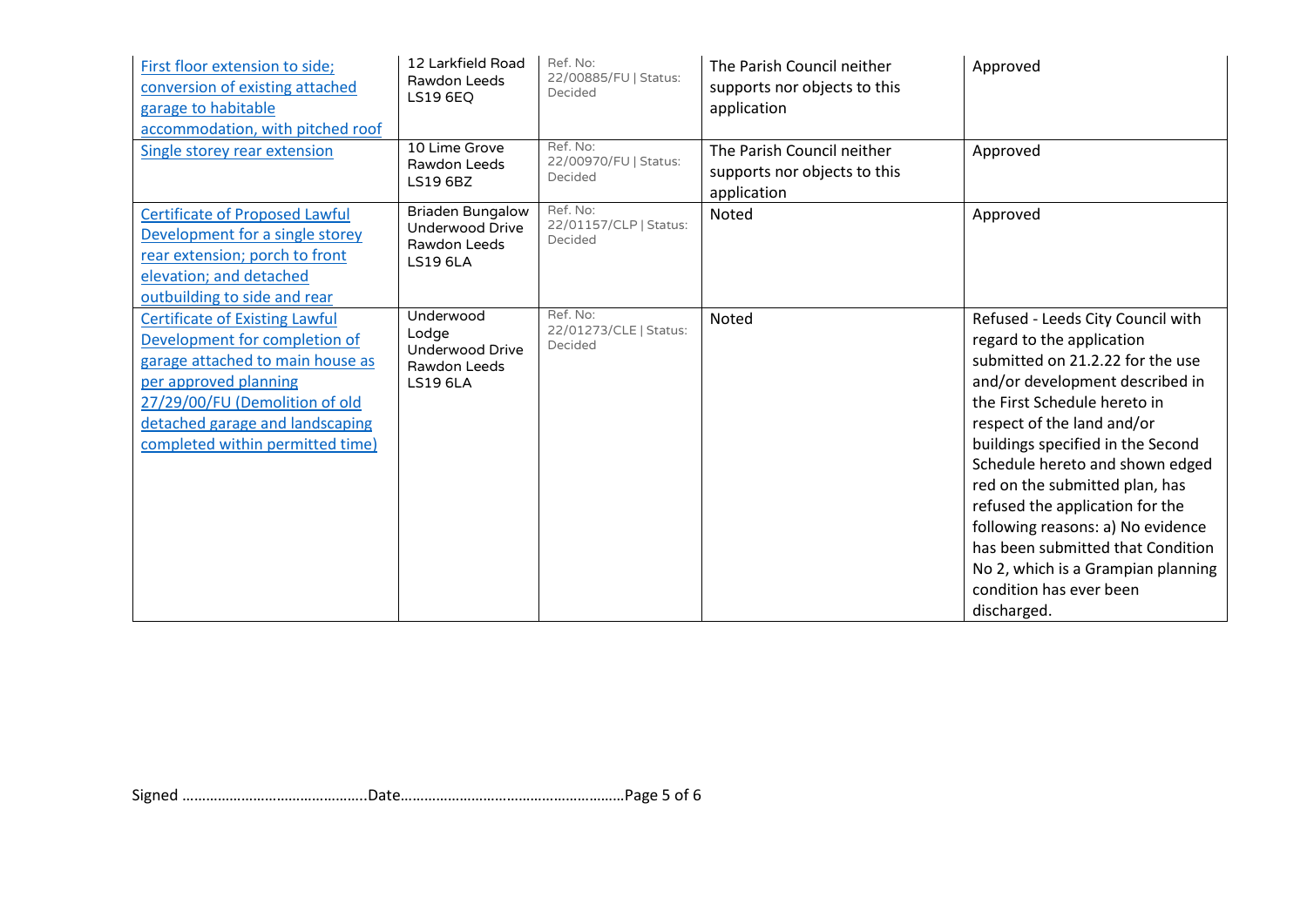| First floor extension to side; conversion of existing attached garage to habitable accommodation, with pitched roof | 12 Larkfield Road Rawdon Leeds LS19 6EQ | Ref. No: 22/00885/FU \| Status: Decided | The Parish Council neither supports nor objects to this application | Approved |
|---|---|---|---|---|
| Single storey rear extension | 10 Lime Grove Rawdon Leeds LS19 6BZ | Ref. No: 22/00970/FU \| Status: Decided | The Parish Council neither supports nor objects to this application | Approved |
| Certificate of Proposed Lawful Development for a single storey rear extension; porch to front elevation; and detached outbuilding to side and rear | Briaden Bungalow Underwood Drive Rawdon Leeds LS19 6LA | Ref. No: 22/01157/CLP \| Status: Decided | Noted | Approved |
| Certificate of Existing Lawful Development for completion of garage attached to main house as per approved planning 27/29/00/FU (Demolition of old detached garage and landscaping completed within permitted time) | Underwood Lodge Underwood Drive Rawdon Leeds LS19 6LA | Ref. No: 22/01273/CLE \| Status: Decided | Noted | Refused - Leeds City Council with regard to the application submitted on 21.2.22 for the use and/or development described in the First Schedule hereto in respect of the land and/or buildings specified in the Second Schedule hereto and shown edged red on the submitted plan, has refused the application for the following reasons: a) No evidence has been submitted that Condition No 2, which is a Grampian planning condition has ever been discharged. |

Signed ………………………………………..Date…………………………………………………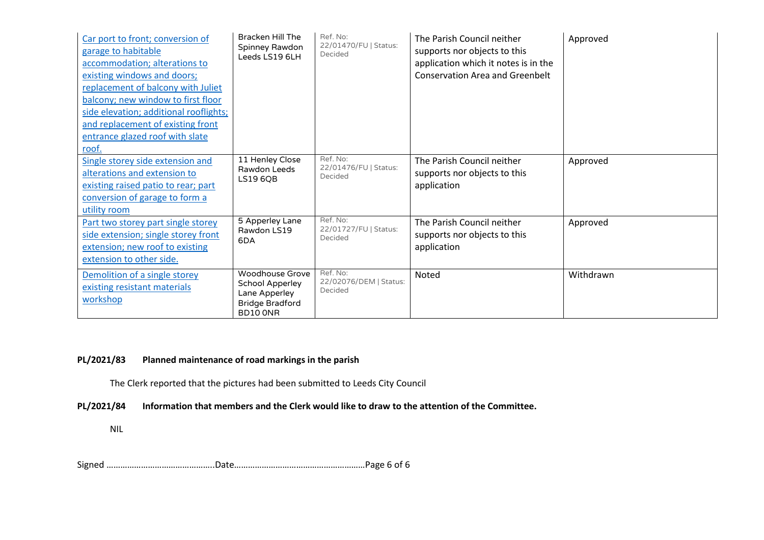| | | | | |
|---|---|---|---|---|
| Car port to front; conversion of garage to habitable accommodation; alterations to existing windows and doors; replacement of balcony with Juliet balcony; new window to first floor side elevation; additional rooflights; and replacement of existing front entrance glazed roof with slate roof. | Bracken Hill The Spinney Rawdon Leeds LS19 6LH | Ref. No: 22/01470/FU \| Status: Decided | The Parish Council neither supports nor objects to this application which it notes is in the Conservation Area and Greenbelt | Approved |
| Single storey side extension and alterations and extension to existing raised patio to rear; part conversion of garage to form a utility room | 11 Henley Close Rawdon Leeds LS19 6QB | Ref. No: 22/01476/FU \| Status: Decided | The Parish Council neither supports nor objects to this application | Approved |
| Part two storey part single storey side extension; single storey front extension; new roof to existing extension to other side. | 5 Apperley Lane Rawdon LS19 6DA | Ref. No: 22/01727/FU \| Status: Decided | The Parish Council neither supports nor objects to this application | Approved |
| Demolition of a single storey existing resistant materials workshop | Woodhouse Grove School Apperley Lane Apperley Bridge Bradford BD10 0NR | Ref. No: 22/02076/DEM \| Status: Decided | Noted | Withdrawn |

**PL/2021/83 Planned maintenance of road markings in the parish**

The Clerk reported that the pictures had been submitted to Leeds City Council

**PL/2021/84 Information that members and the Clerk would like to draw to the attention of the Committee.**

NIL

Signed ………………………………………..Date…………………………………………………